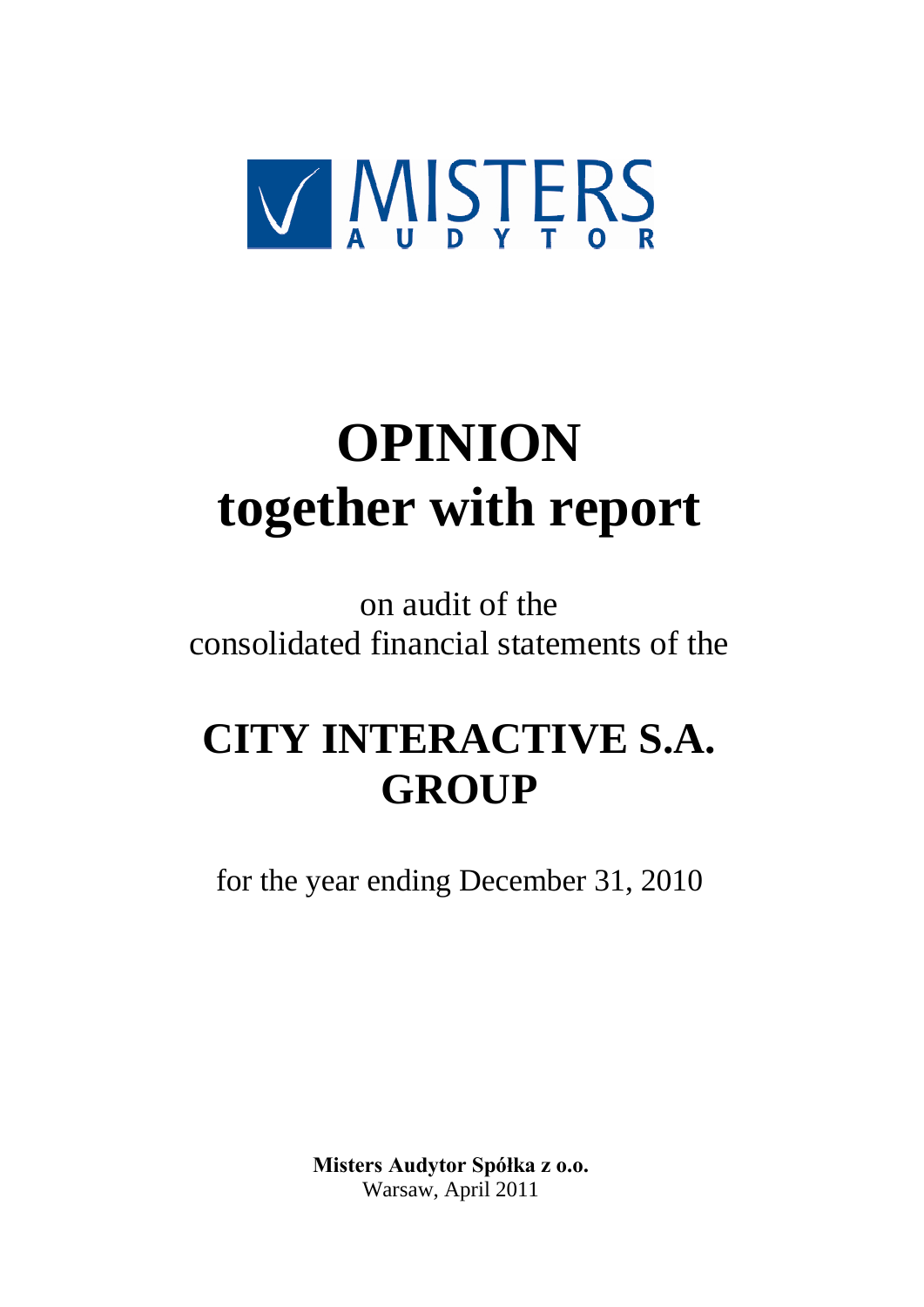MISTERS AUDYTOR

# OPINION together with report

on audit of the consolidated financial statements of the

# CITY INTERACTIVE S.A. GROUP

for the year ending December 31, 2010

**Misters Audytor Spółka z o.o.**
Warsaw, April 2011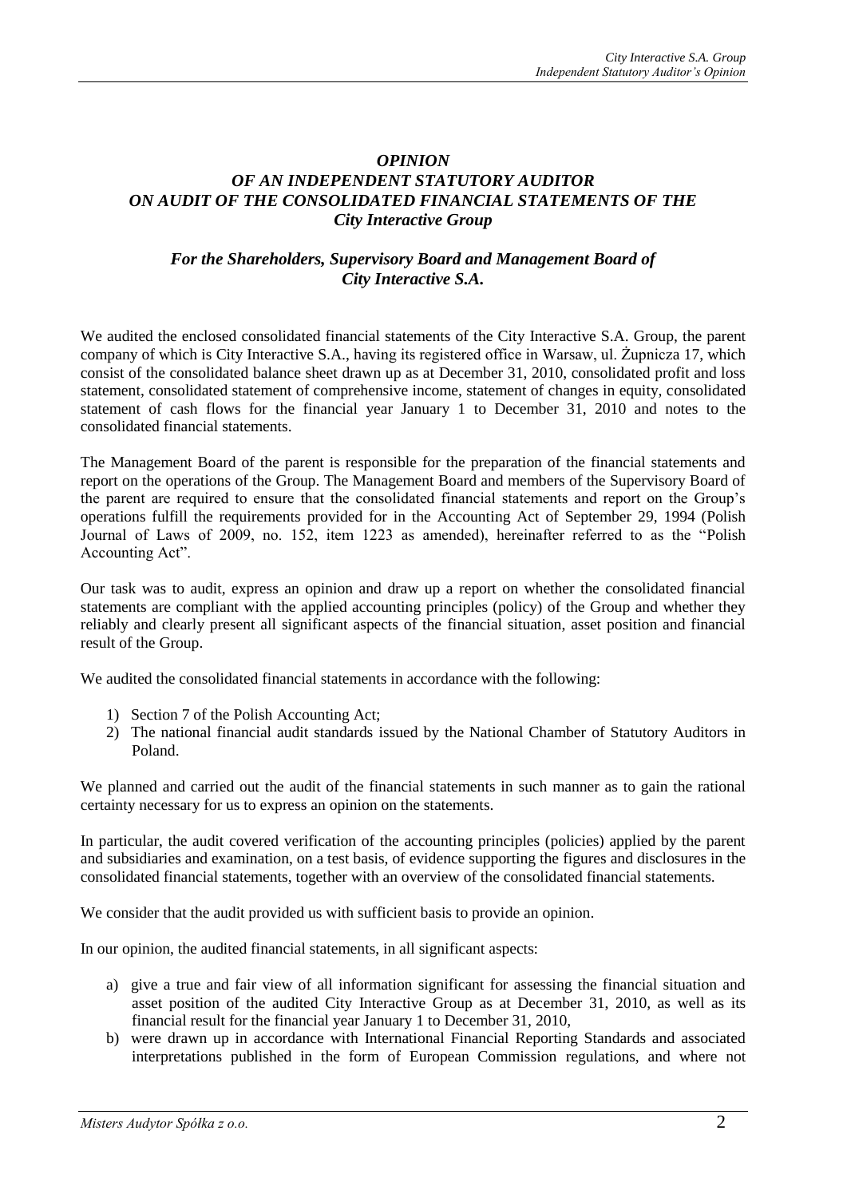# *OPINION*
## *OF AN INDEPENDENT STATUTORY AUDITOR*
## *ON AUDIT OF THE CONSOLIDATED FINANCIAL STATEMENTS OF THE*
## *City Interactive Group*

### *For the Shareholders, Supervisory Board and Management Board of City Interactive S.A.*

We audited the enclosed consolidated financial statements of the City Interactive S.A. Group, the parent company of which is City Interactive S.A., having its registered office in Warsaw, ul. Żupnicza 17, which consist of the consolidated balance sheet drawn up as at December 31, 2010, consolidated profit and loss statement, consolidated statement of comprehensive income, statement of changes in equity, consolidated statement of cash flows for the financial year January 1 to December 31, 2010 and notes to the consolidated financial statements.

The Management Board of the parent is responsible for the preparation of the financial statements and report on the operations of the Group. The Management Board and members of the Supervisory Board of the parent are required to ensure that the consolidated financial statements and report on the Group's operations fulfill the requirements provided for in the Accounting Act of September 29, 1994 (Polish Journal of Laws of 2009, no. 152, item 1223 as amended), hereinafter referred to as the "Polish Accounting Act".

Our task was to audit, express an opinion and draw up a report on whether the consolidated financial statements are compliant with the applied accounting principles (policy) of the Group and whether they reliably and clearly present all significant aspects of the financial situation, asset position and financial result of the Group.

We audited the consolidated financial statements in accordance with the following:

1) Section 7 of the Polish Accounting Act;
2) The national financial audit standards issued by the National Chamber of Statutory Auditors in Poland.

We planned and carried out the audit of the financial statements in such manner as to gain the rational certainty necessary for us to express an opinion on the statements.

In particular, the audit covered verification of the accounting principles (policies) applied by the parent and subsidiaries and examination, on a test basis, of evidence supporting the figures and disclosures in the consolidated financial statements, together with an overview of the consolidated financial statements.

We consider that the audit provided us with sufficient basis to provide an opinion.

In our opinion, the audited financial statements, in all significant aspects:

a) give a true and fair view of all information significant for assessing the financial situation and asset position of the audited City Interactive Group as at December 31, 2010, as well as its financial result for the financial year January 1 to December 31, 2010,
b) were drawn up in accordance with International Financial Reporting Standards and associated interpretations published in the form of European Commission regulations, and where not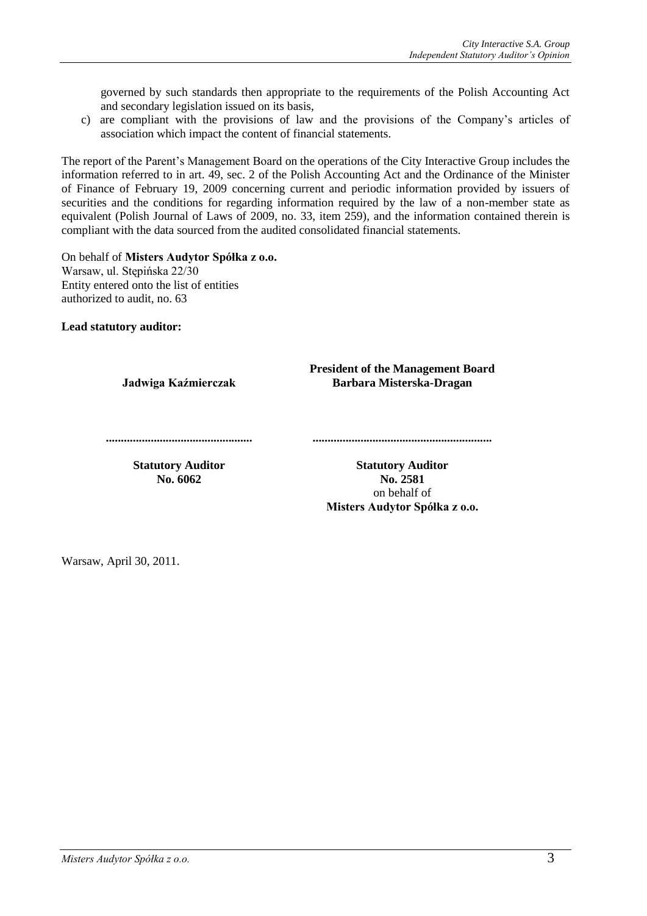governed by such standards then appropriate to the requirements of the Polish Accounting Act and secondary legislation issued on its basis,

c) are compliant with the provisions of law and the provisions of the Company's articles of association which impact the content of financial statements.

The report of the Parent's Management Board on the operations of the City Interactive Group includes the information referred to in art. 49, sec. 2 of the Polish Accounting Act and the Ordinance of the Minister of Finance of February 19, 2009 concerning current and periodic information provided by issuers of securities and the conditions for regarding information required by the law of a non-member state as equivalent (Polish Journal of Laws of 2009, no. 33, item 259), and the information contained therein is compliant with the data sourced from the audited consolidated financial statements.

On behalf of **Misters Audytor Spółka z o.o.**
Warsaw, ul. Stępińska 22/30
Entity entered onto the list of entities
authorized to audit, no. 63

**Lead statutory auditor:**

| **Jadwiga Kaźmierczak** | **President of the Management Board**<br>**Barbara Misterska-Dragan** |
| --- | --- |
| ................................................ | ........................................................... |
| **Statutory Auditor**<br>**No. 6062** | **Statutory Auditor**<br>**No. 2581**<br>on behalf of<br>**Misters Audytor Spółka z o.o.** |

Warsaw, April 30, 2011.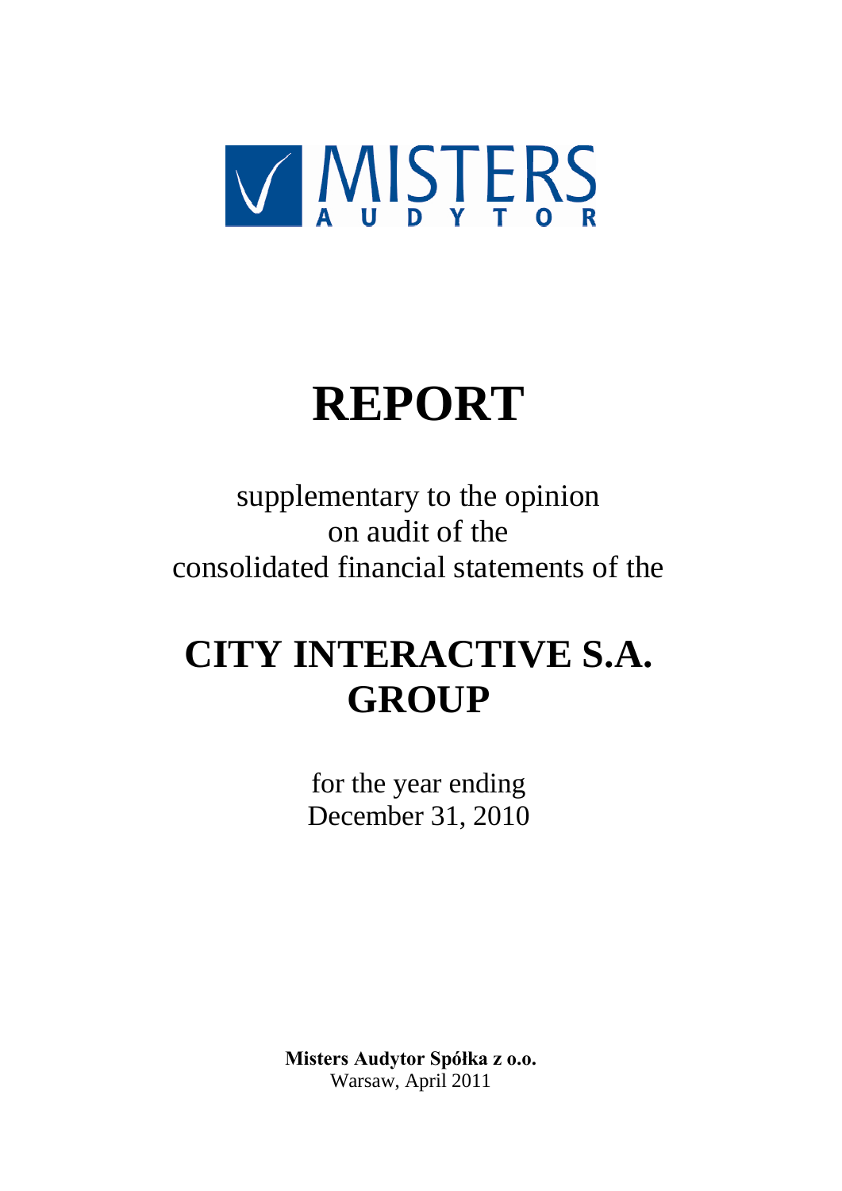MISTERS AUDYTOR

# REPORT

supplementary to the opinion
on audit of the
consolidated financial statements of the

# CITY INTERACTIVE S.A. GROUP

for the year ending
December 31, 2010

**Misters Audytor Spółka z o.o.**
Warsaw, April 2011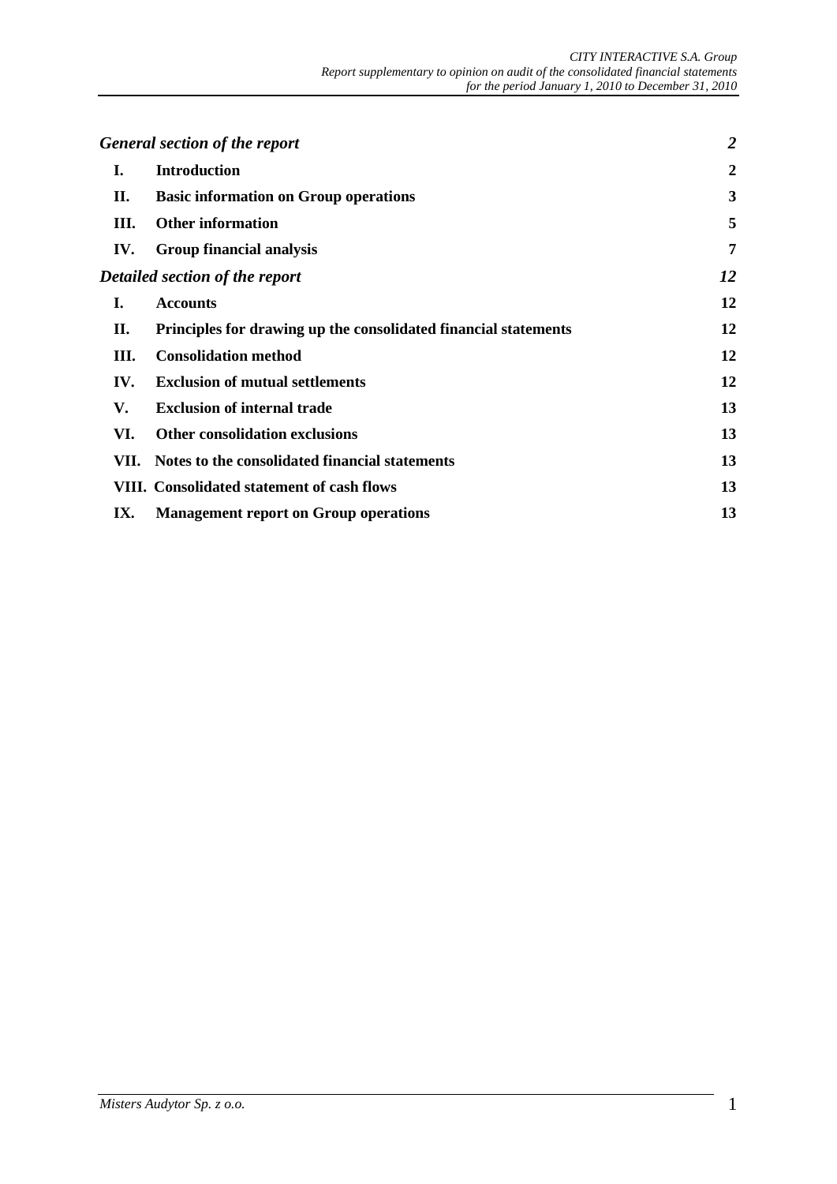| | | |
|---|---|---|
| ***General section of the report*** | | ***2*** |
| **I.** | **Introduction** | **2** |
| **II.** | **Basic information on Group operations** | **3** |
| **III.** | **Other information** | **5** |
| **IV.** | **Group financial analysis** | **7** |
| ***Detailed section of the report*** | | ***12*** |
| **I.** | **Accounts** | **12** |
| **II.** | **Principles for drawing up the consolidated financial statements** | **12** |
| **III.** | **Consolidation method** | **12** |
| **IV.** | **Exclusion of mutual settlements** | **12** |
| **V.** | **Exclusion of internal trade** | **13** |
| **VI.** | **Other consolidation exclusions** | **13** |
| **VII.** | **Notes to the consolidated financial statements** | **13** |
| **VIII.** | **Consolidated statement of cash flows** | **13** |
| **IX.** | **Management report on Group operations** | **13** |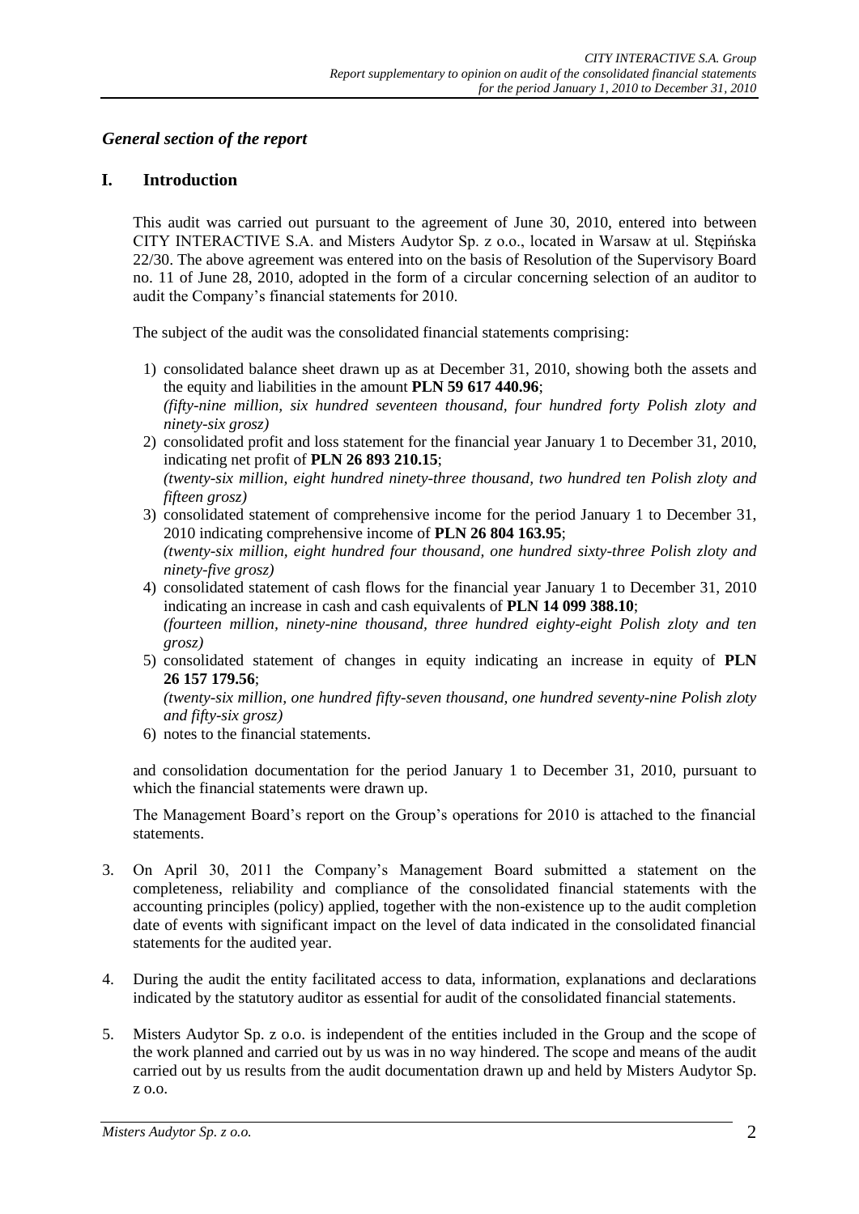## *General section of the report*

## I. Introduction

This audit was carried out pursuant to the agreement of June 30, 2010, entered into between CITY INTERACTIVE S.A. and Misters Audytor Sp. z o.o., located in Warsaw at ul. Stępińska 22/30. The above agreement was entered into on the basis of Resolution of the Supervisory Board no. 11 of June 28, 2010, adopted in the form of a circular concerning selection of an auditor to audit the Company's financial statements for 2010.

The subject of the audit was the consolidated financial statements comprising:

1) consolidated balance sheet drawn up as at December 31, 2010, showing both the assets and the equity and liabilities in the amount **PLN 59 617 440.96**;
   *(fifty-nine million, six hundred seventeen thousand, four hundred forty Polish zloty and ninety-six grosz)*
2) consolidated profit and loss statement for the financial year January 1 to December 31, 2010, indicating net profit of **PLN 26 893 210.15**;
   *(twenty-six million, eight hundred ninety-three thousand, two hundred ten Polish zloty and fifteen grosz)*
3) consolidated statement of comprehensive income for the period January 1 to December 31, 2010 indicating comprehensive income of **PLN 26 804 163.95**;
   *(twenty-six million, eight hundred four thousand, one hundred sixty-three Polish zloty and ninety-five grosz)*
4) consolidated statement of cash flows for the financial year January 1 to December 31, 2010 indicating an increase in cash and cash equivalents of **PLN 14 099 388.10**;
   *(fourteen million, ninety-nine thousand, three hundred eighty-eight Polish zloty and ten grosz)*
5) consolidated statement of changes in equity indicating an increase in equity of **PLN 26 157 179.56**;
   *(twenty-six million, one hundred fifty-seven thousand, one hundred seventy-nine Polish zloty and fifty-six grosz)*
6) notes to the financial statements.

and consolidation documentation for the period January 1 to December 31, 2010, pursuant to which the financial statements were drawn up.

The Management Board's report on the Group's operations for 2010 is attached to the financial statements.

3. On April 30, 2011 the Company's Management Board submitted a statement on the completeness, reliability and compliance of the consolidated financial statements with the accounting principles (policy) applied, together with the non-existence up to the audit completion date of events with significant impact on the level of data indicated in the consolidated financial statements for the audited year.

4. During the audit the entity facilitated access to data, information, explanations and declarations indicated by the statutory auditor as essential for audit of the consolidated financial statements.

5. Misters Audytor Sp. z o.o. is independent of the entities included in the Group and the scope of the work planned and carried out by us was in no way hindered. The scope and means of the audit carried out by us results from the audit documentation drawn up and held by Misters Audytor Sp. z o.o.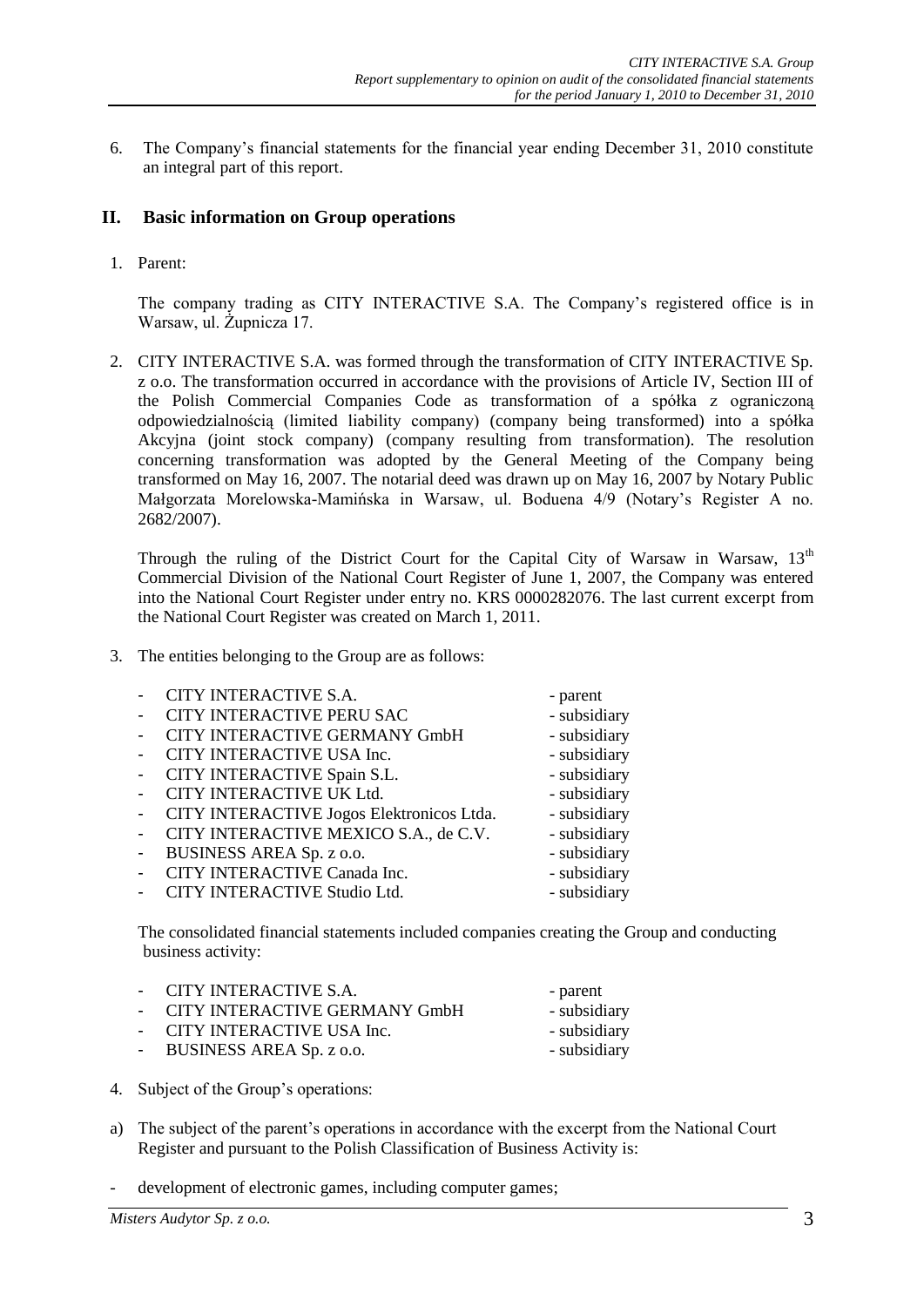6. The Company's financial statements for the financial year ending December 31, 2010 constitute an integral part of this report.

## II. Basic information on Group operations

1. Parent:

   The company trading as CITY INTERACTIVE S.A. The Company's registered office is in Warsaw, ul. Żupnicza 17.

2. CITY INTERACTIVE S.A. was formed through the transformation of CITY INTERACTIVE Sp. z o.o. The transformation occurred in accordance with the provisions of Article IV, Section III of the Polish Commercial Companies Code as transformation of a spółka z ograniczoną odpowiedzialnością (limited liability company) (company being transformed) into a spółka Akcyjna (joint stock company) (company resulting from transformation). The resolution concerning transformation was adopted by the General Meeting of the Company being transformed on May 16, 2007. The notarial deed was drawn up on May 16, 2007 by Notary Public Małgorzata Morelowska-Mamińska in Warsaw, ul. Boduena 4/9 (Notary's Register A no. 2682/2007).

   Through the ruling of the District Court for the Capital City of Warsaw in Warsaw, 13th Commercial Division of the National Court Register of June 1, 2007, the Company was entered into the National Court Register under entry no. KRS 0000282076. The last current excerpt from the National Court Register was created on March 1, 2011.

3. The entities belonging to the Group are as follows:

   - CITY INTERACTIVE S.A. - parent
   - CITY INTERACTIVE PERU SAC - subsidiary
   - CITY INTERACTIVE GERMANY GmbH - subsidiary
   - CITY INTERACTIVE USA Inc. - subsidiary
   - CITY INTERACTIVE Spain S.L. - subsidiary
   - CITY INTERACTIVE UK Ltd. - subsidiary
   - CITY INTERACTIVE Jogos Elektronicos Ltda. - subsidiary
   - CITY INTERACTIVE MEXICO S.A., de C.V. - subsidiary
   - BUSINESS AREA Sp. z o.o. - subsidiary
   - CITY INTERACTIVE Canada Inc. - subsidiary
   - CITY INTERACTIVE Studio Ltd. - subsidiary

   The consolidated financial statements included companies creating the Group and conducting business activity:

   - CITY INTERACTIVE S.A. - parent
   - CITY INTERACTIVE GERMANY GmbH - subsidiary
   - CITY INTERACTIVE USA Inc. - subsidiary
   - BUSINESS AREA Sp. z o.o. - subsidiary

4. Subject of the Group's operations:

a) The subject of the parent's operations in accordance with the excerpt from the National Court Register and pursuant to the Polish Classification of Business Activity is:

- development of electronic games, including computer games;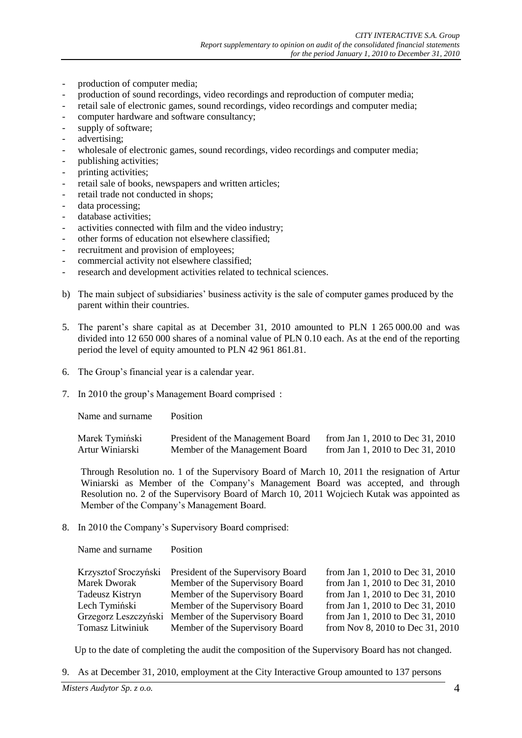- production of computer media;
- production of sound recordings, video recordings and reproduction of computer media;
- retail sale of electronic games, sound recordings, video recordings and computer media;
- computer hardware and software consultancy;
- supply of software;
- advertising;
- wholesale of electronic games, sound recordings, video recordings and computer media;
- publishing activities;
- printing activities;
- retail sale of books, newspapers and written articles;
- retail trade not conducted in shops;
- data processing;
- database activities;
- activities connected with film and the video industry;
- other forms of education not elsewhere classified;
- recruitment and provision of employees;
- commercial activity not elsewhere classified;
- research and development activities related to technical sciences.

b) The main subject of subsidiaries' business activity is the sale of computer games produced by the parent within their countries.

5. The parent's share capital as at December 31, 2010 amounted to PLN 1 265 000.00 and was divided into 12 650 000 shares of a nominal value of PLN 0.10 each. As at the end of the reporting period the level of equity amounted to PLN 42 961 861.81.

6. The Group's financial year is a calendar year.

7. In 2010 the group's Management Board comprised :

| Name and surname | Position | |
|---|---|---|
| Marek Tymiński | President of the Management Board | from Jan 1, 2010 to Dec 31, 2010 |
| Artur Winiarski | Member of the Management Board | from Jan 1, 2010 to Dec 31, 2010 |

Through Resolution no. 1 of the Supervisory Board of March 10, 2011 the resignation of Artur Winiarski as Member of the Company's Management Board was accepted, and through Resolution no. 2 of the Supervisory Board of March 10, 2011 Wojciech Kutak was appointed as Member of the Company's Management Board.

8. In 2010 the Company's Supervisory Board comprised:

| Name and surname | Position | |
|---|---|---|
| Krzysztof Sroczyński | President of the Supervisory Board | from Jan 1, 2010 to Dec 31, 2010 |
| Marek Dworak | Member of the Supervisory Board | from Jan 1, 2010 to Dec 31, 2010 |
| Tadeusz Kistryn | Member of the Supervisory Board | from Jan 1, 2010 to Dec 31, 2010 |
| Lech Tymiński | Member of the Supervisory Board | from Jan 1, 2010 to Dec 31, 2010 |
| Grzegorz Leszczyński | Member of the Supervisory Board | from Jan 1, 2010 to Dec 31, 2010 |
| Tomasz Litwiniuk | Member of the Supervisory Board | from Nov 8, 2010 to Dec 31, 2010 |

Up to the date of completing the audit the composition of the Supervisory Board has not changed.

9. As at December 31, 2010, employment at the City Interactive Group amounted to 137 persons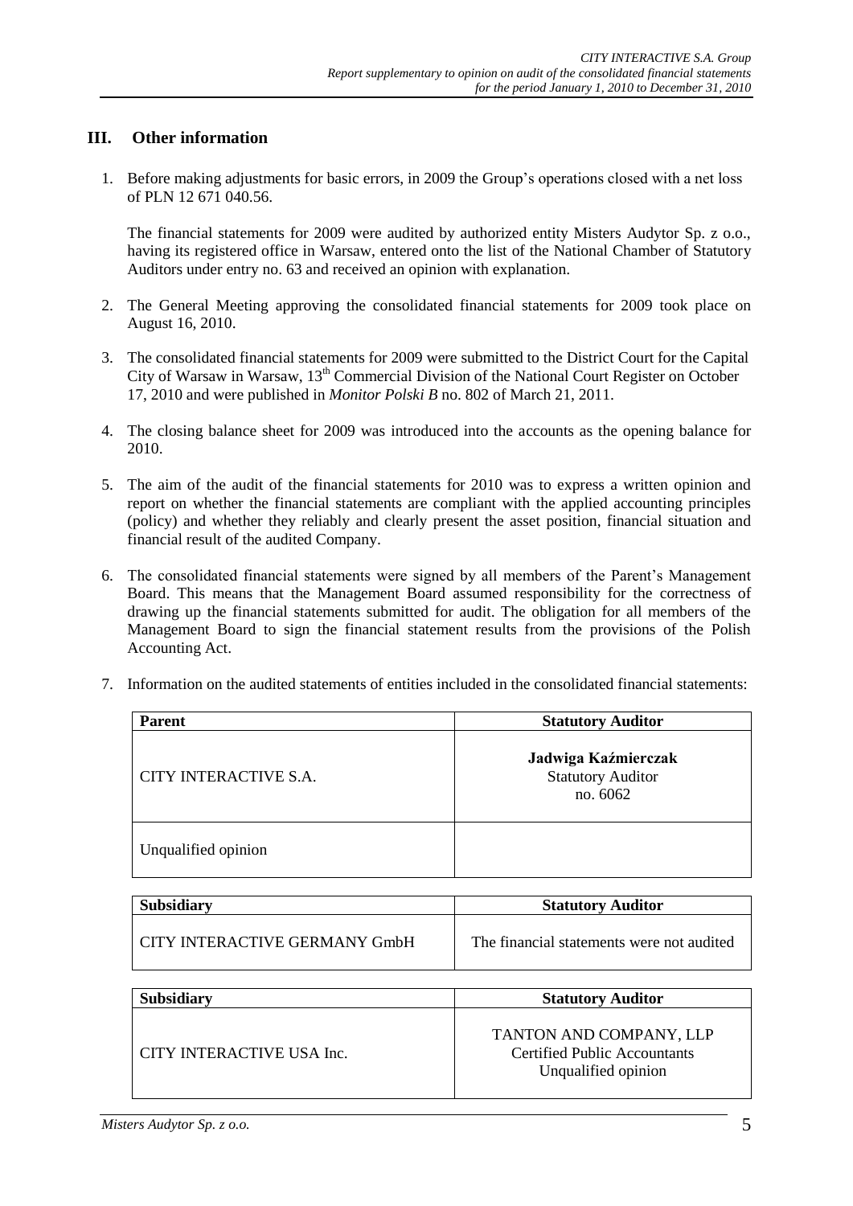## III. Other information

1. Before making adjustments for basic errors, in 2009 the Group's operations closed with a net loss of PLN 12 671 040.56.

   The financial statements for 2009 were audited by authorized entity Misters Audytor Sp. z o.o., having its registered office in Warsaw, entered onto the list of the National Chamber of Statutory Auditors under entry no. 63 and received an opinion with explanation.

2. The General Meeting approving the consolidated financial statements for 2009 took place on August 16, 2010.

3. The consolidated financial statements for 2009 were submitted to the District Court for the Capital City of Warsaw in Warsaw, 13th Commercial Division of the National Court Register on October 17, 2010 and were published in *Monitor Polski B* no. 802 of March 21, 2011.

4. The closing balance sheet for 2009 was introduced into the accounts as the opening balance for 2010.

5. The aim of the audit of the financial statements for 2010 was to express a written opinion and report on whether the financial statements are compliant with the applied accounting principles (policy) and whether they reliably and clearly present the asset position, financial situation and financial result of the audited Company.

6. The consolidated financial statements were signed by all members of the Parent's Management Board. This means that the Management Board assumed responsibility for the correctness of drawing up the financial statements submitted for audit. The obligation for all members of the Management Board to sign the financial statement results from the provisions of the Polish Accounting Act.

7. Information on the audited statements of entities included in the consolidated financial statements:

| Parent | Statutory Auditor |
|---|---|
| CITY INTERACTIVE S.A. | **Jadwiga Kaźmierczak** Statutory Auditor no. 6062 |
| Unqualified opinion | |

| Subsidiary | Statutory Auditor |
|---|---|
| CITY INTERACTIVE GERMANY GmbH | The financial statements were not audited |

| Subsidiary | Statutory Auditor |
|---|---|
| CITY INTERACTIVE USA Inc. | TANTON AND COMPANY, LLP Certified Public Accountants Unqualified opinion |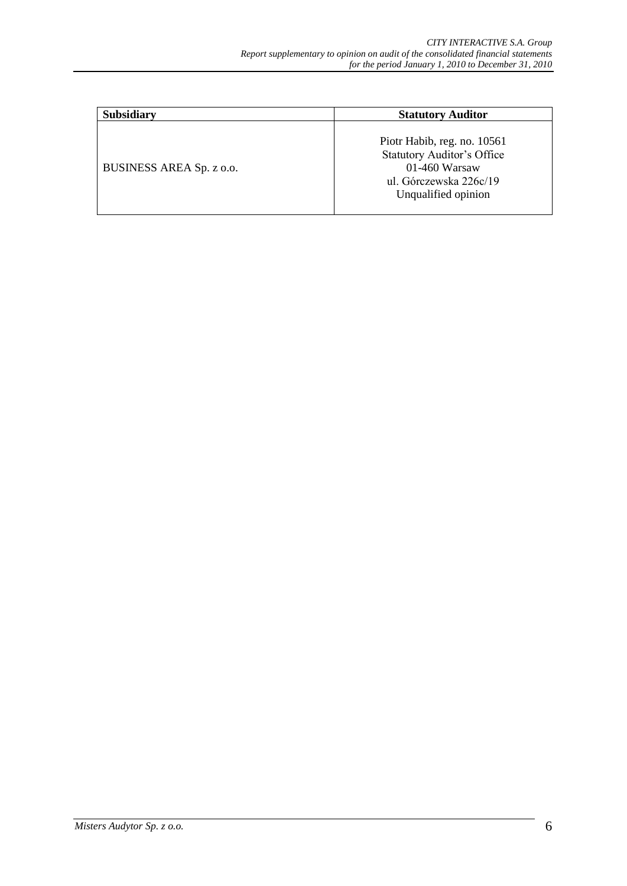| Subsidiary | Statutory Auditor |
|---|---|
| BUSINESS AREA Sp. z o.o. | Piotr Habib, reg. no. 10561<br>Statutory Auditor's Office<br>01-460 Warsaw<br>ul. Górczewska 226c/19<br>Unqualified opinion |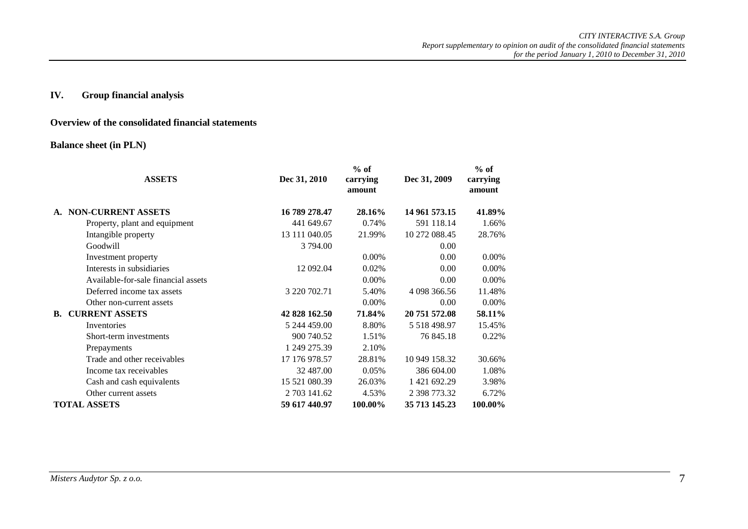## IV. Group financial analysis

### Overview of the consolidated financial statements

### Balance sheet (in PLN)

| ASSETS | Dec 31, 2010 | % of carrying amount | Dec 31, 2009 | % of carrying amount |
|---|---|---|---|---|
| **A. NON-CURRENT ASSETS** | **16 789 278.47** | **28.16%** | **14 961 573.15** | **41.89%** |
| Property, plant and equipment | 441 649.67 | 0.74% | 591 118.14 | 1.66% |
| Intangible property | 13 111 040.05 | 21.99% | 10 272 088.45 | 28.76% |
| Goodwill | 3 794.00 | | 0.00 | |
| Investment property | | 0.00% | 0.00 | 0.00% |
| Interests in subsidiaries | 12 092.04 | 0.02% | 0.00 | 0.00% |
| Available-for-sale financial assets | | 0.00% | 0.00 | 0.00% |
| Deferred income tax assets | 3 220 702.71 | 5.40% | 4 098 366.56 | 11.48% |
| Other non-current assets | | 0.00% | 0.00 | 0.00% |
| **B. CURRENT ASSETS** | **42 828 162.50** | **71.84%** | **20 751 572.08** | **58.11%** |
| Inventories | 5 244 459.00 | 8.80% | 5 518 498.97 | 15.45% |
| Short-term investments | 900 740.52 | 1.51% | 76 845.18 | 0.22% |
| Prepayments | 1 249 275.39 | 2.10% | | |
| Trade and other receivables | 17 176 978.57 | 28.81% | 10 949 158.32 | 30.66% |
| Income tax receivables | 32 487.00 | 0.05% | 386 604.00 | 1.08% |
| Cash and cash equivalents | 15 521 080.39 | 26.03% | 1 421 692.29 | 3.98% |
| Other current assets | 2 703 141.62 | 4.53% | 2 398 773.32 | 6.72% |
| **TOTAL ASSETS** | **59 617 440.97** | **100.00%** | **35 713 145.23** | **100.00%** |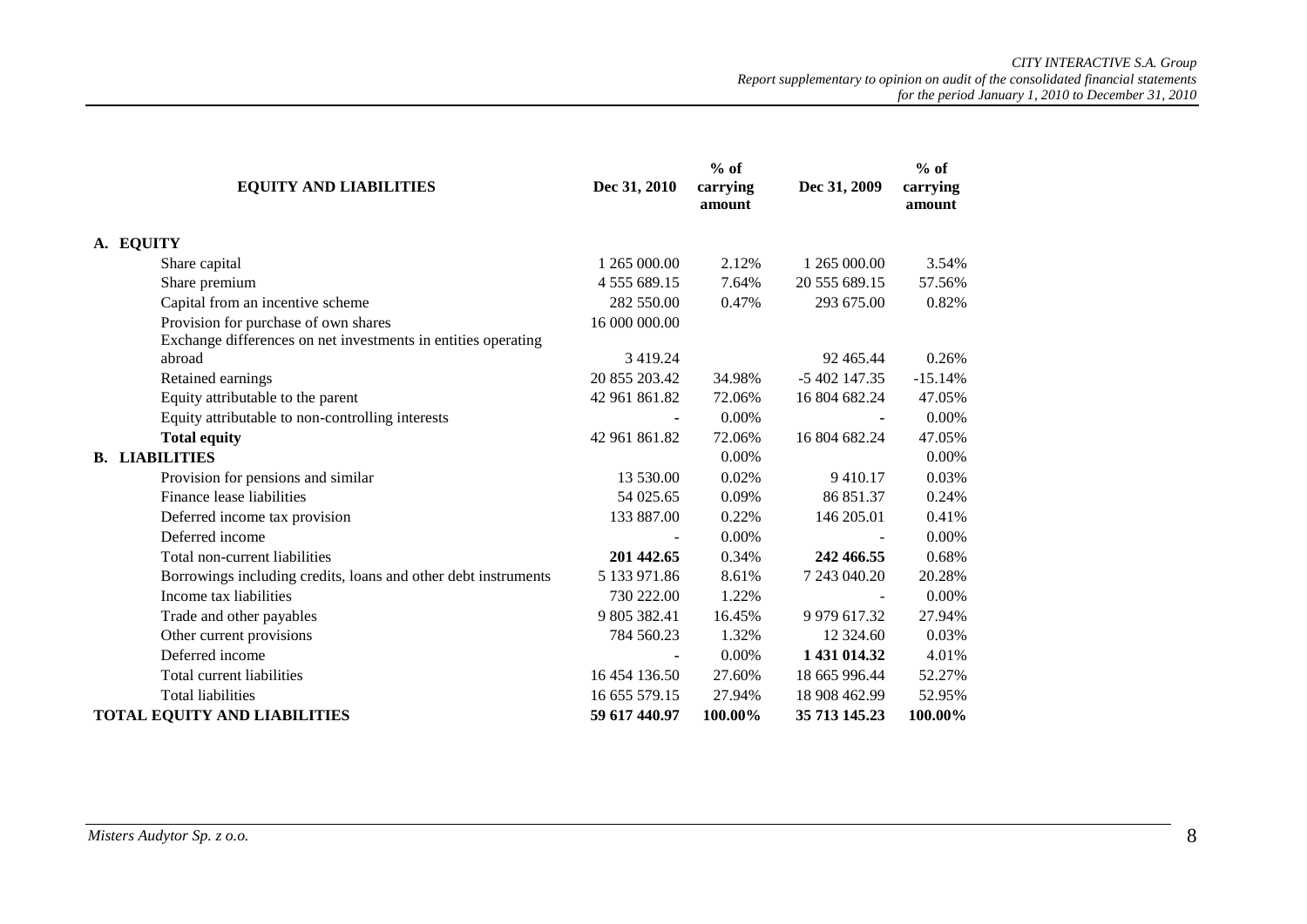| EQUITY AND LIABILITIES | Dec 31, 2010 | % of carrying amount | Dec 31, 2009 | % of carrying amount |
|---|---|---|---|---|
| **A. EQUITY** | | | | |
| Share capital | 1 265 000.00 | 2.12% | 1 265 000.00 | 3.54% |
| Share premium | 4 555 689.15 | 7.64% | 20 555 689.15 | 57.56% |
| Capital from an incentive scheme | 282 550.00 | 0.47% | 293 675.00 | 0.82% |
| Provision for purchase of own shares | 16 000 000.00 | | | |
| Exchange differences on net investments in entities operating abroad | 3 419.24 | | 92 465.44 | 0.26% |
| Retained earnings | 20 855 203.42 | 34.98% | -5 402 147.35 | -15.14% |
| Equity attributable to the parent | 42 961 861.82 | 72.06% | 16 804 682.24 | 47.05% |
| Equity attributable to non-controlling interests | - | 0.00% | - | 0.00% |
| **Total equity** | 42 961 861.82 | 72.06% | 16 804 682.24 | 47.05% |
| **B. LIABILITIES** | | 0.00% | | 0.00% |
| Provision for pensions and similar | 13 530.00 | 0.02% | 9 410.17 | 0.03% |
| Finance lease liabilities | 54 025.65 | 0.09% | 86 851.37 | 0.24% |
| Deferred income tax provision | 133 887.00 | 0.22% | 146 205.01 | 0.41% |
| Deferred income | - | 0.00% | - | 0.00% |
| Total non-current liabilities | **201 442.65** | 0.34% | **242 466.55** | 0.68% |
| Borrowings including credits, loans and other debt instruments | 5 133 971.86 | 8.61% | 7 243 040.20 | 20.28% |
| Income tax liabilities | 730 222.00 | 1.22% | - | 0.00% |
| Trade and other payables | 9 805 382.41 | 16.45% | 9 979 617.32 | 27.94% |
| Other current provisions | 784 560.23 | 1.32% | 12 324.60 | 0.03% |
| Deferred income | - | 0.00% | **1 431 014.32** | 4.01% |
| Total current liabilities | 16 454 136.50 | 27.60% | 18 665 996.44 | 52.27% |
| Total liabilities | 16 655 579.15 | 27.94% | 18 908 462.99 | 52.95% |
| **TOTAL EQUITY AND LIABILITIES** | **59 617 440.97** | **100.00%** | **35 713 145.23** | **100.00%** |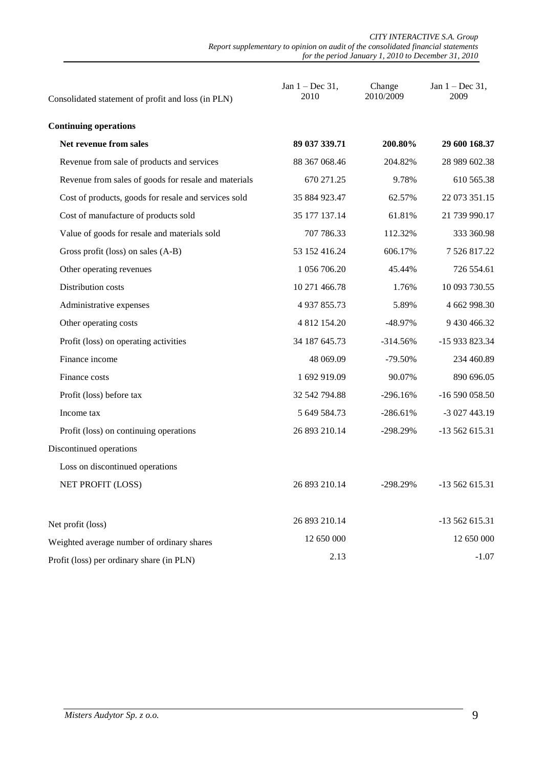| Consolidated statement of profit and loss (in PLN) | Jan 1 – Dec 31, 2010 | Change 2010/2009 | Jan 1 – Dec 31, 2009 |
|---|---|---|---|
| **Continuing operations** | | | |
| **Net revenue from sales** | **89 037 339.71** | **200.80%** | **29 600 168.37** |
| Revenue from sale of products and services | 88 367 068.46 | 204.82% | 28 989 602.38 |
| Revenue from sales of goods for resale and materials | 670 271.25 | 9.78% | 610 565.38 |
| Cost of products, goods for resale and services sold | 35 884 923.47 | 62.57% | 22 073 351.15 |
| Cost of manufacture of products sold | 35 177 137.14 | 61.81% | 21 739 990.17 |
| Value of goods for resale and materials sold | 707 786.33 | 112.32% | 333 360.98 |
| Gross profit (loss) on sales (A-B) | 53 152 416.24 | 606.17% | 7 526 817.22 |
| Other operating revenues | 1 056 706.20 | 45.44% | 726 554.61 |
| Distribution costs | 10 271 466.78 | 1.76% | 10 093 730.55 |
| Administrative expenses | 4 937 855.73 | 5.89% | 4 662 998.30 |
| Other operating costs | 4 812 154.20 | -48.97% | 9 430 466.32 |
| Profit (loss) on operating activities | 34 187 645.73 | -314.56% | -15 933 823.34 |
| Finance income | 48 069.09 | -79.50% | 234 460.89 |
| Finance costs | 1 692 919.09 | 90.07% | 890 696.05 |
| Profit (loss) before tax | 32 542 794.88 | -296.16% | -16 590 058.50 |
| Income tax | 5 649 584.73 | -286.61% | -3 027 443.19 |
| Profit (loss) on continuing operations | 26 893 210.14 | -298.29% | -13 562 615.31 |
| Discontinued operations | | | |
| Loss on discontinued operations | | | |
| NET PROFIT (LOSS) | 26 893 210.14 | -298.29% | -13 562 615.31 |
| | | | |
| Net profit (loss) | 26 893 210.14 | | -13 562 615.31 |
| Weighted average number of ordinary shares | 12 650 000 | | 12 650 000 |
| Profit (loss) per ordinary share (in PLN) | 2.13 | | -1.07 |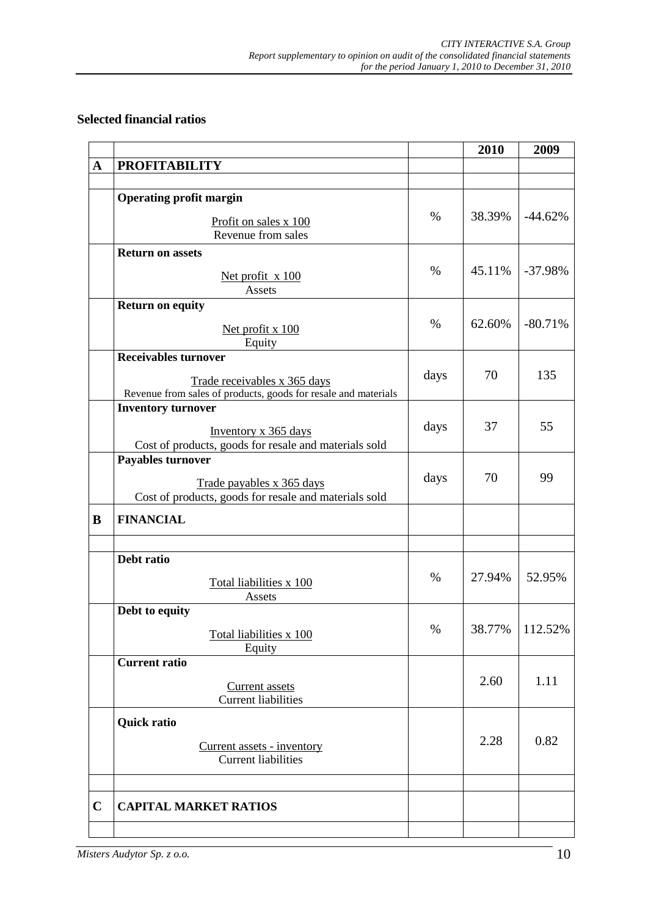## Selected financial ratios

| | | | 2010 | 2009 |
|---|---|---|---|---|
| **A** | **PROFITABILITY** | | | |
| | | | | |
| | **Operating profit margin**<br>Profit on sales x 100<br>Revenue from sales | % | 38.39% | -44.62% |
| | **Return on assets**<br>Net profit x 100<br>Assets | % | 45.11% | -37.98% |
| | **Return on equity**<br>Net profit x 100<br>Equity | % | 62.60% | -80.71% |
| | **Receivables turnover**<br>Trade receivables x 365 days<br>Revenue from sales of products, goods for resale and materials | days | 70 | 135 |
| | **Inventory turnover**<br>Inventory x 365 days<br>Cost of products, goods for resale and materials sold | days | 37 | 55 |
| | **Payables turnover**<br>Trade payables x 365 days<br>Cost of products, goods for resale and materials sold | days | 70 | 99 |
| **B** | **FINANCIAL** | | | |
| | | | | |
| | **Debt ratio**<br>Total liabilities x 100<br>Assets | % | 27.94% | 52.95% |
| | **Debt to equity**<br>Total liabilities x 100<br>Equity | % | 38.77% | 112.52% |
| | **Current ratio**<br>Current assets<br>Current liabilities | | 2.60 | 1.11 |
| | **Quick ratio**<br>Current assets - inventory<br>Current liabilities | | 2.28 | 0.82 |
| | | | | |
| **C** | **CAPITAL MARKET RATIOS** | | | |
| | | | | |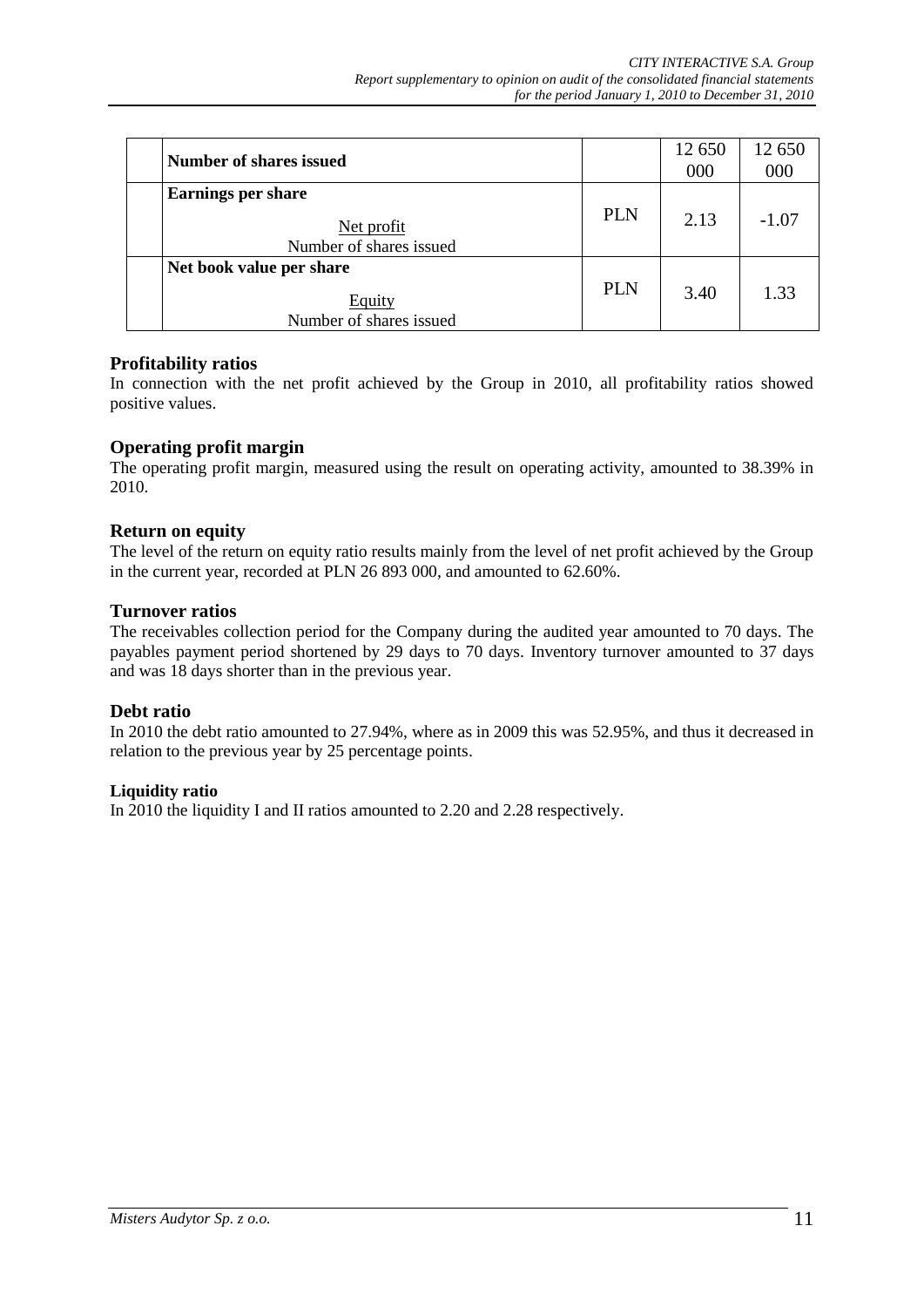|  |  |  |  |  |
|---|---|---|---|---|
|  | **Number of shares issued** |  | 12 650 000 | 12 650 000 |
|  | **Earnings per share**<br>Net profit<br>Number of shares issued | PLN | 2.13 | -1.07 |
|  | **Net book value per share**<br>Equity<br>Number of shares issued | PLN | 3.40 | 1.33 |

## Profitability ratios

In connection with the net profit achieved by the Group in 2010, all profitability ratios showed positive values.

## Operating profit margin

The operating profit margin, measured using the result on operating activity, amounted to 38.39% in 2010.

## Return on equity

The level of the return on equity ratio results mainly from the level of net profit achieved by the Group in the current year, recorded at PLN 26 893 000, and amounted to 62.60%.

## Turnover ratios

The receivables collection period for the Company during the audited year amounted to 70 days. The payables payment period shortened by 29 days to 70 days. Inventory turnover amounted to 37 days and was 18 days shorter than in the previous year.

## Debt ratio

In 2010 the debt ratio amounted to 27.94%, where as in 2009 this was 52.95%, and thus it decreased in relation to the previous year by 25 percentage points.

### Liquidity ratio

In 2010 the liquidity I and II ratios amounted to 2.20 and 2.28 respectively.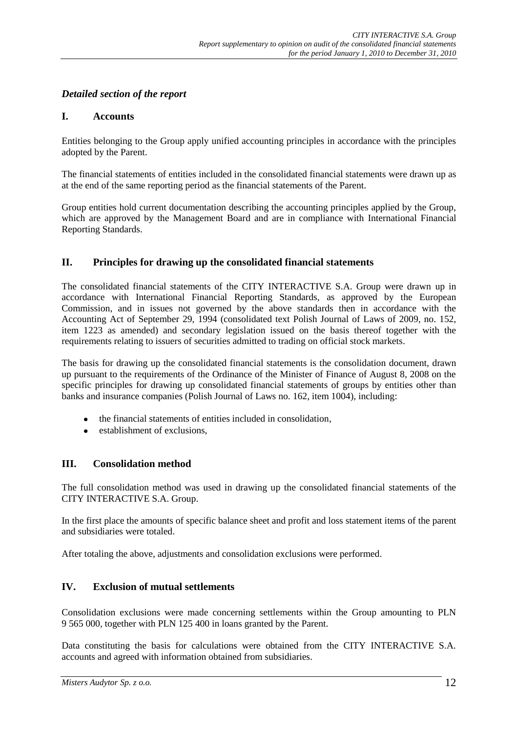## *Detailed section of the report*

### I. Accounts

Entities belonging to the Group apply unified accounting principles in accordance with the principles adopted by the Parent.

The financial statements of entities included in the consolidated financial statements were drawn up as at the end of the same reporting period as the financial statements of the Parent.

Group entities hold current documentation describing the accounting principles applied by the Group, which are approved by the Management Board and are in compliance with International Financial Reporting Standards.

### II. Principles for drawing up the consolidated financial statements

The consolidated financial statements of the CITY INTERACTIVE S.A. Group were drawn up in accordance with International Financial Reporting Standards, as approved by the European Commission, and in issues not governed by the above standards then in accordance with the Accounting Act of September 29, 1994 (consolidated text Polish Journal of Laws of 2009, no. 152, item 1223 as amended) and secondary legislation issued on the basis thereof together with the requirements relating to issuers of securities admitted to trading on official stock markets.

The basis for drawing up the consolidated financial statements is the consolidation document, drawn up pursuant to the requirements of the Ordinance of the Minister of Finance of August 8, 2008 on the specific principles for drawing up consolidated financial statements of groups by entities other than banks and insurance companies (Polish Journal of Laws no. 162, item 1004), including:

- the financial statements of entities included in consolidation,
- establishment of exclusions,

### III. Consolidation method

The full consolidation method was used in drawing up the consolidated financial statements of the CITY INTERACTIVE S.A. Group.

In the first place the amounts of specific balance sheet and profit and loss statement items of the parent and subsidiaries were totaled.

After totaling the above, adjustments and consolidation exclusions were performed.

### IV. Exclusion of mutual settlements

Consolidation exclusions were made concerning settlements within the Group amounting to PLN 9 565 000, together with PLN 125 400 in loans granted by the Parent.

Data constituting the basis for calculations were obtained from the CITY INTERACTIVE S.A. accounts and agreed with information obtained from subsidiaries.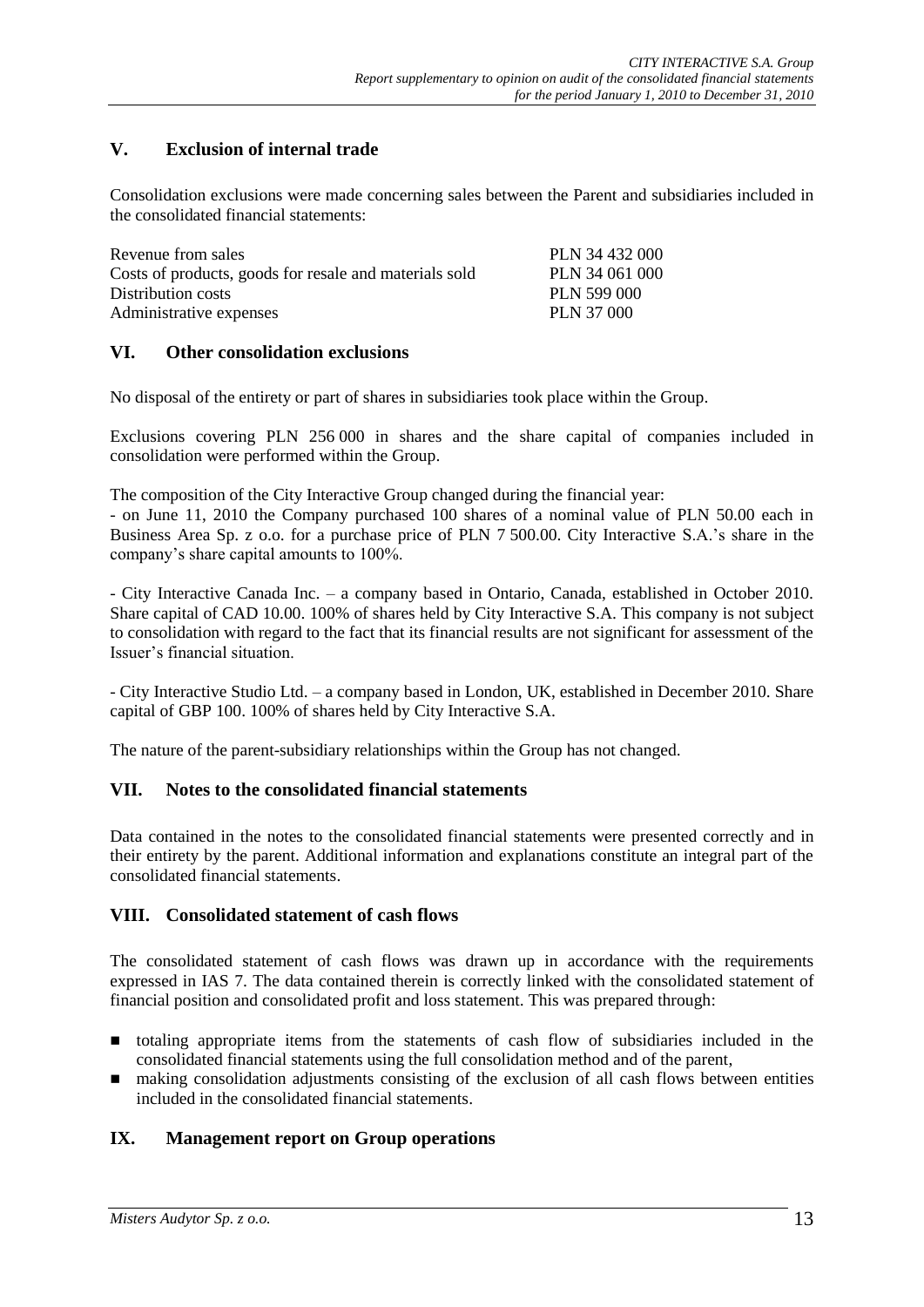## V. Exclusion of internal trade

Consolidation exclusions were made concerning sales between the Parent and subsidiaries included in the consolidated financial statements:

| | |
|---|---|
| Revenue from sales | PLN 34 432 000 |
| Costs of products, goods for resale and materials sold | PLN 34 061 000 |
| Distribution costs | PLN 599 000 |
| Administrative expenses | PLN 37 000 |

## VI. Other consolidation exclusions

No disposal of the entirety or part of shares in subsidiaries took place within the Group.

Exclusions covering PLN 256 000 in shares and the share capital of companies included in consolidation were performed within the Group.

The composition of the City Interactive Group changed during the financial year:
- on June 11, 2010 the Company purchased 100 shares of a nominal value of PLN 50.00 each in Business Area Sp. z o.o. for a purchase price of PLN 7 500.00. City Interactive S.A.'s share in the company's share capital amounts to 100%.

- City Interactive Canada Inc. – a company based in Ontario, Canada, established in October 2010. Share capital of CAD 10.00. 100% of shares held by City Interactive S.A. This company is not subject to consolidation with regard to the fact that its financial results are not significant for assessment of the Issuer's financial situation.

- City Interactive Studio Ltd. – a company based in London, UK, established in December 2010. Share capital of GBP 100. 100% of shares held by City Interactive S.A.

The nature of the parent-subsidiary relationships within the Group has not changed.

## VII. Notes to the consolidated financial statements

Data contained in the notes to the consolidated financial statements were presented correctly and in their entirety by the parent. Additional information and explanations constitute an integral part of the consolidated financial statements.

## VIII. Consolidated statement of cash flows

The consolidated statement of cash flows was drawn up in accordance with the requirements expressed in IAS 7. The data contained therein is correctly linked with the consolidated statement of financial position and consolidated profit and loss statement. This was prepared through:

- totaling appropriate items from the statements of cash flow of subsidiaries included in the consolidated financial statements using the full consolidation method and of the parent,
- making consolidation adjustments consisting of the exclusion of all cash flows between entities included in the consolidated financial statements.

## IX. Management report on Group operations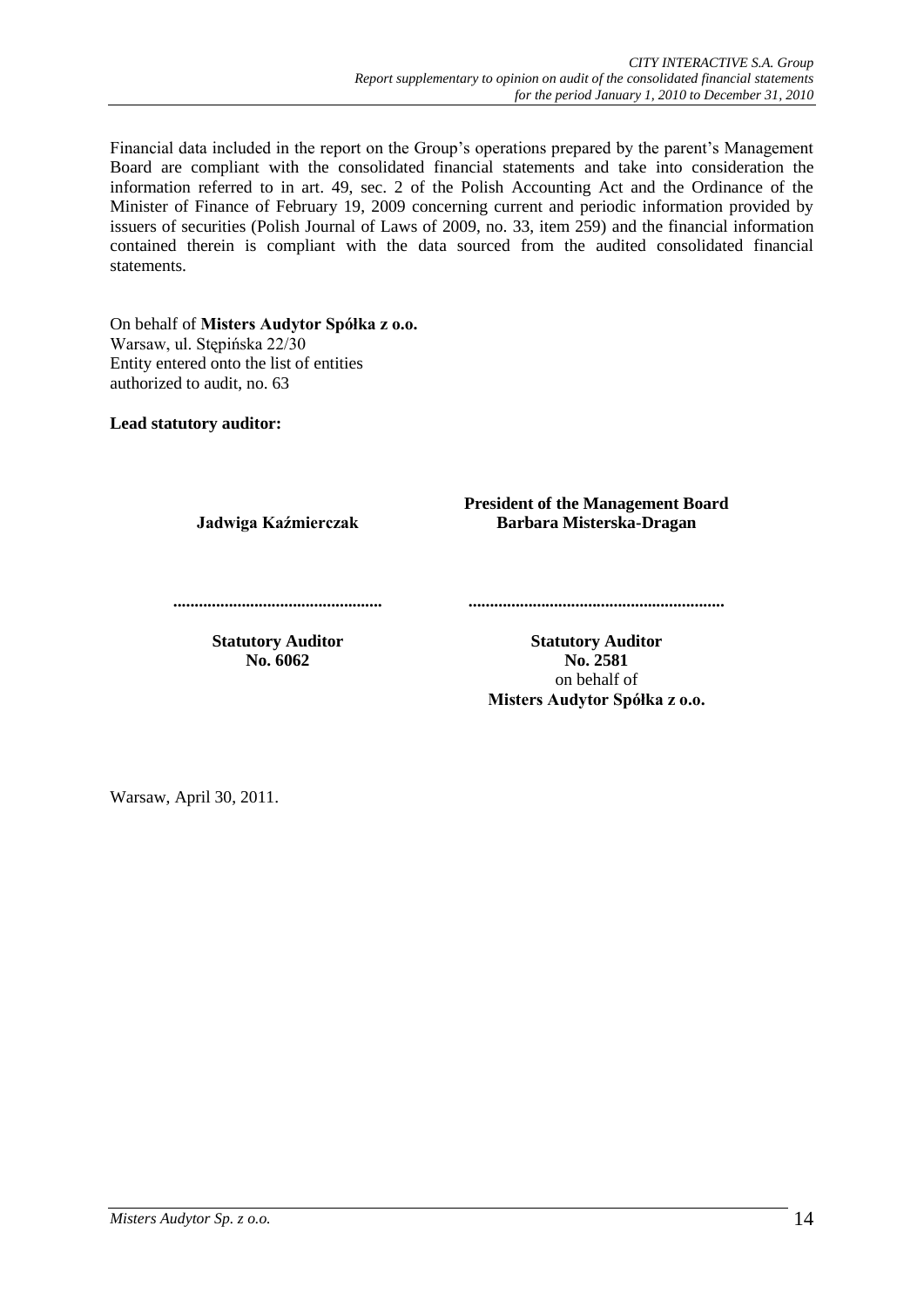Financial data included in the report on the Group's operations prepared by the parent's Management Board are compliant with the consolidated financial statements and take into consideration the information referred to in art. 49, sec. 2 of the Polish Accounting Act and the Ordinance of the Minister of Finance of February 19, 2009 concerning current and periodic information provided by issuers of securities (Polish Journal of Laws of 2009, no. 33, item 259) and the financial information contained therein is compliant with the data sourced from the audited consolidated financial statements.

On behalf of **Misters Audytor Spółka z o.o.**
Warsaw, ul. Stępińska 22/30
Entity entered onto the list of entities
authorized to audit, no. 63

**Lead statutory auditor:**

| | |
|---|---|
| | **President of the Management Board** |
| **Jadwiga Kaźmierczak** | **Barbara Misterska-Dragan** |
| ................................................ | ........................................................... |
| **Statutory Auditor** | **Statutory Auditor** |
| **No. 6062** | **No. 2581** |
| | on behalf of |
| | **Misters Audytor Spółka z o.o.** |

Warsaw, April 30, 2011.